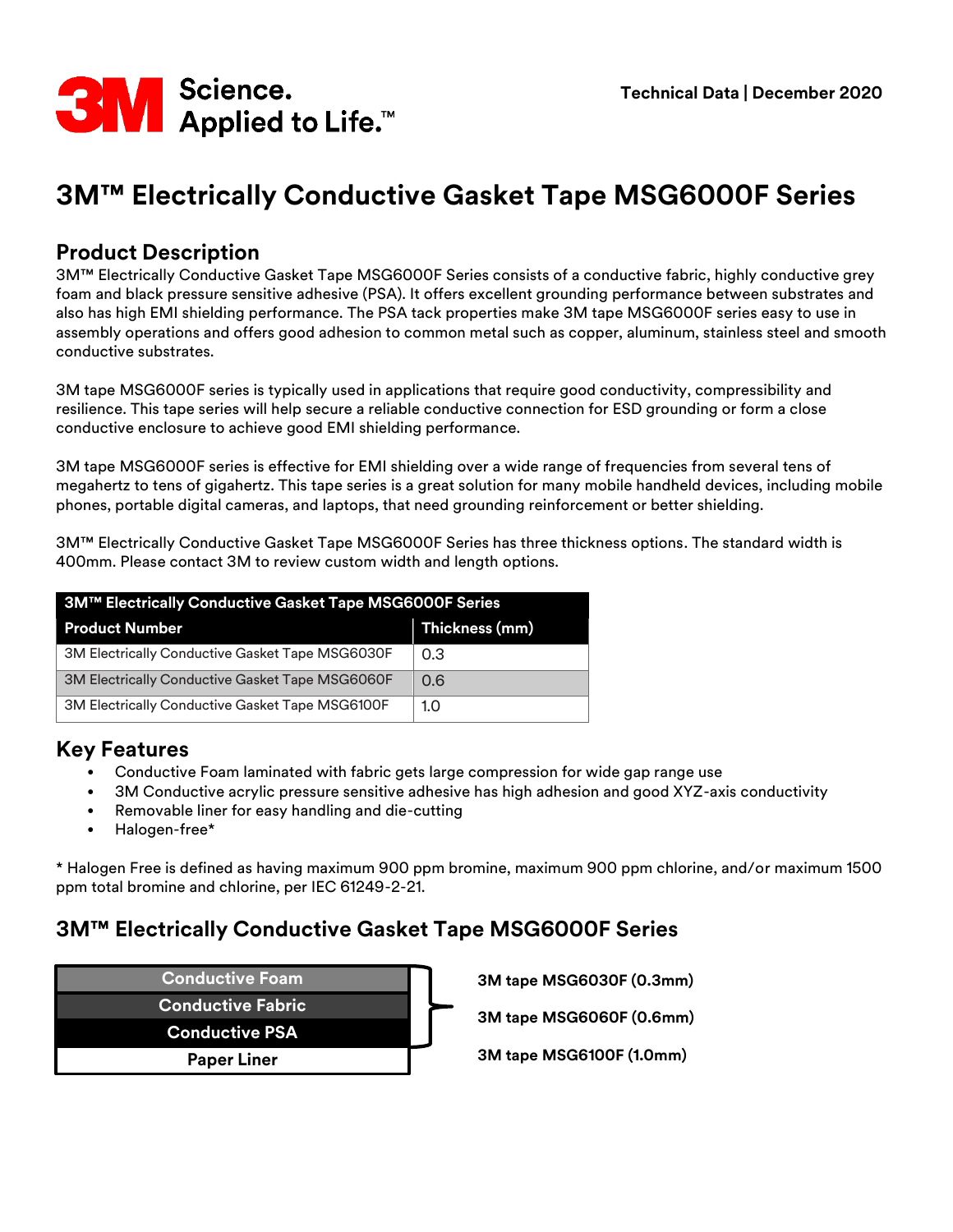# 3M™ Electrically Conductive Gasket Tape MSG6000F Series

Technical Data | December 2020

## Product Description

3M™ Electrically Conductive Gasket Tape MSG6000F Series consists of a conductive fabric, highly conductive grey foam and black pressure sensitive adhesive (PSA). It offers excellent grounding performance between substrates and also has high EMI shielding performance. The PSA tack properties make 3M tape MSG6000F series easy to use in assembly operations and offers good adhesion to common metal such as copper, aluminum, stainless steel and smooth conductive substrates.

3M tape MSG6000F series is typically used in applications that require good conductivity, compressibility and resilience. This tape series will help secure a reliable conductive connection for ESD grounding or form a close conductive enclosure to achieve good EMI shielding performance.

3M tape MSG6000F series is effective for EMI shielding over a wide range of frequencies from several tens of megahertz to tens of gigahertz. This tape series is a great solution for many mobile handheld devices, including mobile phones, portable digital cameras, and laptops, that need grounding reinforcement or better shielding.

3M™ Electrically Conductive Gasket Tape MSG6000F Series has three thickness options. The standard width is 400mm. Please contact 3M to review custom width and length options.

| 3M™ Electrically Conductive Gasket Tape MSG6000F Series | |
|---|---|
| **Product Number** | **Thickness (mm)** |
| 3M Electrically Conductive Gasket Tape MSG6030F | 0.3 |
| 3M Electrically Conductive Gasket Tape MSG6060F | 0.6 |
| 3M Electrically Conductive Gasket Tape MSG6100F | 1.0 |

## Key Features

- Conductive Foam laminated with fabric gets large compression for wide gap range use
- 3M Conductive acrylic pressure sensitive adhesive has high adhesion and good XYZ-axis conductivity
- Removable liner for easy handling and die-cutting
- Halogen-free*

* Halogen Free is defined as having maximum 900 ppm bromine, maximum 900 ppm chlorine, and/or maximum 1500 ppm total bromine and chlorine, per IEC 61249-2-21.

## 3M™ Electrically Conductive Gasket Tape MSG6000F Series

| Construction |
|---|
| Conductive Foam |
| Conductive Fabric |
| Conductive PSA |
| Paper Liner |

Conductive Foam + Conductive Fabric + Conductive PSA:

- **3M tape MSG6030F (0.3mm)**
- **3M tape MSG6060F (0.6mm)**
- **3M tape MSG6100F (1.0mm)**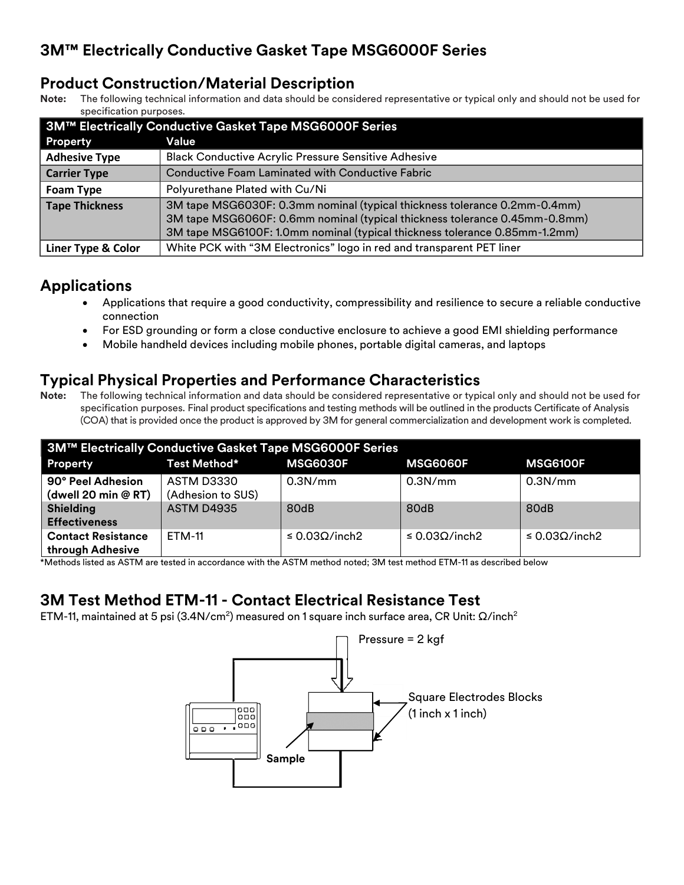## 3M™ Electrically Conductive Gasket Tape MSG6000F Series

## Product Construction/Material Description

**Note:** The following technical information and data should be considered representative or typical only and should not be used for specification purposes.

| 3M™ Electrically Conductive Gasket Tape MSG6000F Series | |
|---|---|
| **Property** | **Value** |
| **Adhesive Type** | Black Conductive Acrylic Pressure Sensitive Adhesive |
| **Carrier Type** | Conductive Foam Laminated with Conductive Fabric |
| **Foam Type** | Polyurethane Plated with Cu/Ni |
| **Tape Thickness** | 3M tape MSG6030F: 0.3mm nominal (typical thickness tolerance 0.2mm-0.4mm)<br>3M tape MSG6060F: 0.6mm nominal (typical thickness tolerance 0.45mm-0.8mm)<br>3M tape MSG6100F: 1.0mm nominal (typical thickness tolerance 0.85mm-1.2mm) |
| **Liner Type & Color** | White PCK with "3M Electronics" logo in red and transparent PET liner |

## Applications

- Applications that require a good conductivity, compressibility and resilience to secure a reliable conductive connection
- For ESD grounding or form a close conductive enclosure to achieve a good EMI shielding performance
- Mobile handheld devices including mobile phones, portable digital cameras, and laptops

## Typical Physical Properties and Performance Characteristics

**Note:** The following technical information and data should be considered representative or typical only and should not be used for specification purposes. Final product specifications and testing methods will be outlined in the products Certificate of Analysis (COA) that is provided once the product is approved by 3M for general commercialization and development work is completed.

| 3M™ Electrically Conductive Gasket Tape MSG6000F Series | | | | |
|---|---|---|---|---|
| **Property** | **Test Method*** | **MSG6030F** | **MSG6060F** | **MSG6100F** |
| **90° Peel Adhesion (dwell 20 min @ RT)** | ASTM D3330 (Adhesion to SUS) | 0.3N/mm | 0.3N/mm | 0.3N/mm |
| **Shielding Effectiveness** | ASTM D4935 | 80dB | 80dB | 80dB |
| **Contact Resistance through Adhesive** | ETM-11 | ≤ 0.03Ω/inch2 | ≤ 0.03Ω/inch2 | ≤ 0.03Ω/inch2 |

*Methods listed as ASTM are tested in accordance with the ASTM method noted; 3M test method ETM-11 as described below

## 3M Test Method ETM-11 - Contact Electrical Resistance Test

ETM-11, maintained at 5 psi (3.4N/cm$^2$) measured on 1 square inch surface area, CR Unit: Ω/inch$^2$

Pressure = 2 kgf

Square Electrodes Blocks (1 inch x 1 inch)

Sample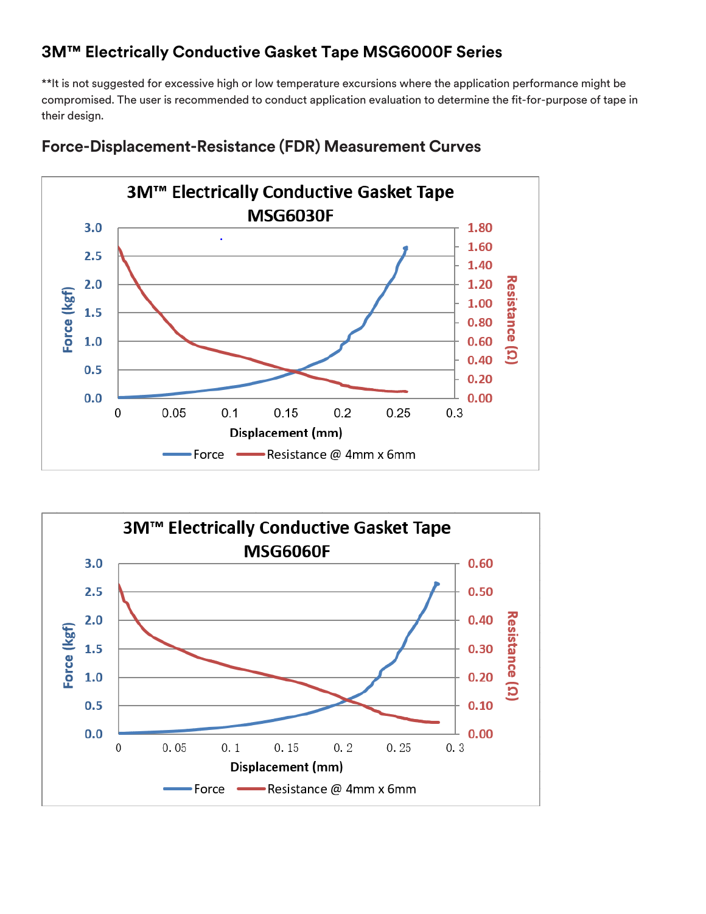## 3M™ Electrically Conductive Gasket Tape MSG6000F Series

**It is not suggested for excessive high or low temperature excursions where the application performance might be compromised. The user is recommended to conduct application evaluation to determine the fit-for-purpose of tape in their design.

### Force-Displacement-Resistance (FDR) Measurement Curves

3M™ Electrically Conductive Gasket Tape MSG6030F

Force (kgf): 0.0, 0.5, 1.0, 1.5, 2.0, 2.5, 3.0

Resistance (Ω): 0.00, 0.20, 0.40, 0.60, 0.80, 1.00, 1.20, 1.40, 1.60, 1.80

Displacement (mm): 0, 0.05, 0.1, 0.15, 0.2, 0.25, 0.3

Force — Resistance @ 4mm x 6mm

3M™ Electrically Conductive Gasket Tape MSG6060F

Force (kgf): 0.0, 0.5, 1.0, 1.5, 2.0, 2.5, 3.0

Resistance (Ω): 0.00, 0.10, 0.20, 0.30, 0.40, 0.50, 0.60

Displacement (mm): 0, 0.05, 0.1, 0.15, 0.2, 0.25, 0.3

Force — Resistance @ 4mm x 6mm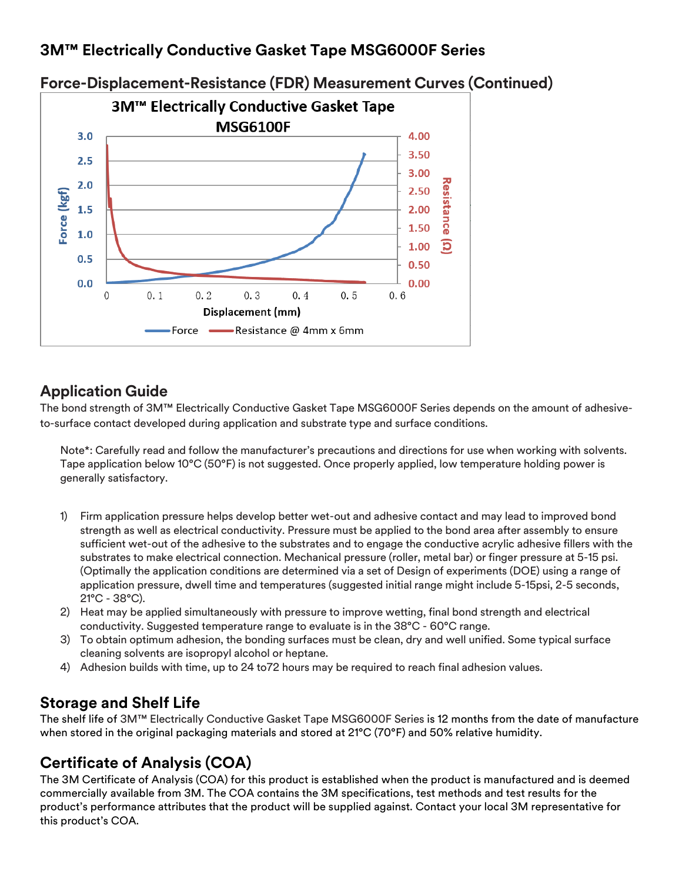# 3M™ Electrically Conductive Gasket Tape MSG6000F Series

## Force-Displacement-Resistance (FDR) Measurement Curves (Continued)

3M™ Electrically Conductive Gasket Tape MSG6100F

## Application Guide

The bond strength of 3M™ Electrically Conductive Gasket Tape MSG6000F Series depends on the amount of adhesive-to-surface contact developed during application and substrate type and surface conditions.

Note*: Carefully read and follow the manufacturer's precautions and directions for use when working with solvents. Tape application below 10°C (50°F) is not suggested. Once properly applied, low temperature holding power is generally satisfactory.

1) Firm application pressure helps develop better wet-out and adhesive contact and may lead to improved bond strength as well as electrical conductivity. Pressure must be applied to the bond area after assembly to ensure sufficient wet-out of the adhesive to the substrates and to engage the conductive acrylic adhesive fillers with the substrates to make electrical connection. Mechanical pressure (roller, metal bar) or finger pressure at 5-15 psi. (Optimally the application conditions are determined via a set of Design of experiments (DOE) using a range of application pressure, dwell time and temperatures (suggested initial range might include 5-15psi, 2-5 seconds, 21°C - 38°C).
2) Heat may be applied simultaneously with pressure to improve wetting, final bond strength and electrical conductivity. Suggested temperature range to evaluate is in the 38°C - 60°C range.
3) To obtain optimum adhesion, the bonding surfaces must be clean, dry and well unified. Some typical surface cleaning solvents are isopropyl alcohol or heptane.
4) Adhesion builds with time, up to 24 to72 hours may be required to reach final adhesion values.

## Storage and Shelf Life

The shelf life of 3M™ Electrically Conductive Gasket Tape MSG6000F Series is 12 months from the date of manufacture when stored in the original packaging materials and stored at 21°C (70°F) and 50% relative humidity.

## Certificate of Analysis (COA)

The 3M Certificate of Analysis (COA) for this product is established when the product is manufactured and is deemed commercially available from 3M. The COA contains the 3M specifications, test methods and test results for the product's performance attributes that the product will be supplied against. Contact your local 3M representative for this product's COA.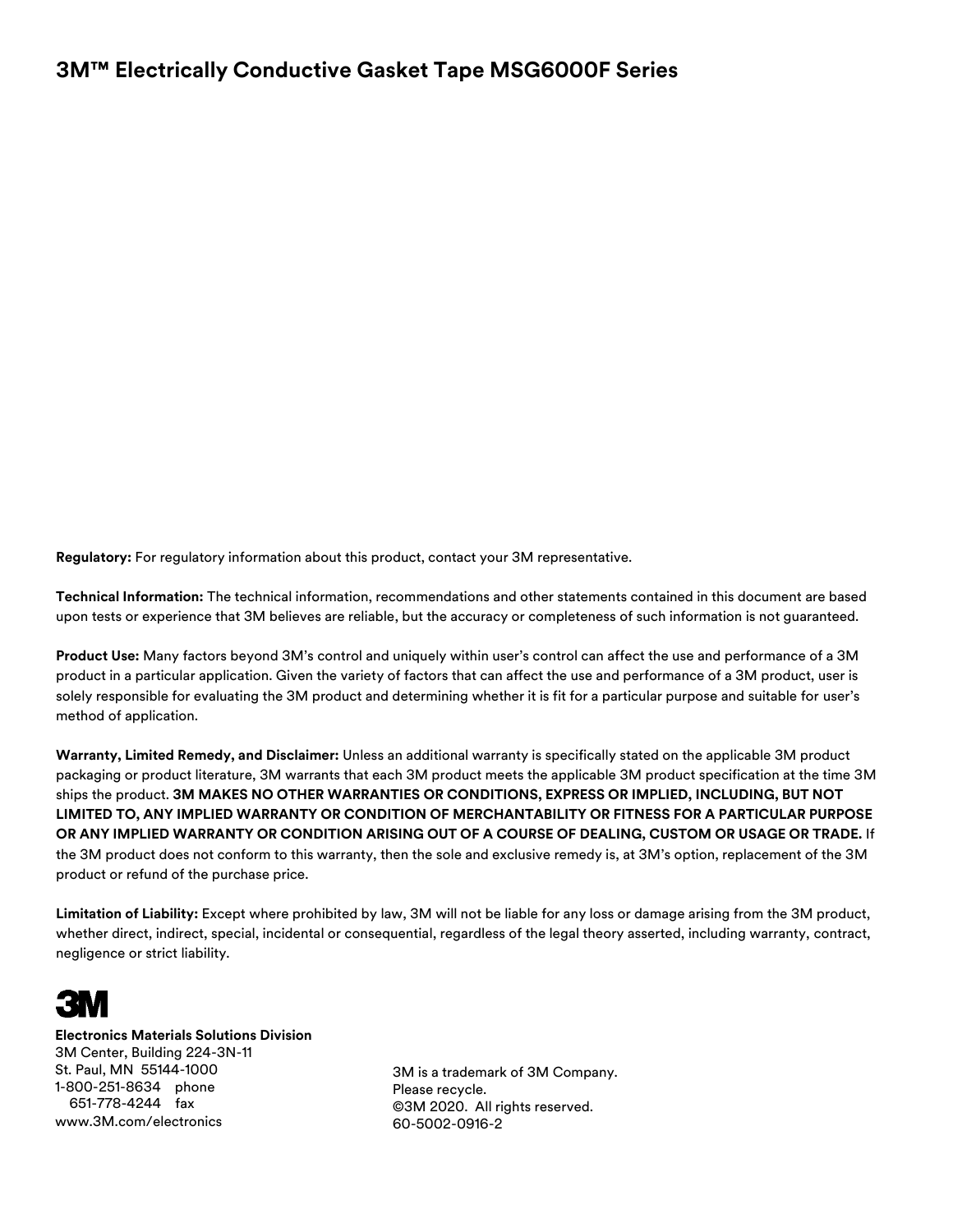**Regulatory:** For regulatory information about this product, contact your 3M representative.

**Technical Information:** The technical information, recommendations and other statements contained in this document are based upon tests or experience that 3M believes are reliable, but the accuracy or completeness of such information is not guaranteed.

**Product Use:** Many factors beyond 3M's control and uniquely within user's control can affect the use and performance of a 3M product in a particular application. Given the variety of factors that can affect the use and performance of a 3M product, user is solely responsible for evaluating the 3M product and determining whether it is fit for a particular purpose and suitable for user's method of application.

**Warranty, Limited Remedy, and Disclaimer:** Unless an additional warranty is specifically stated on the applicable 3M product packaging or product literature, 3M warrants that each 3M product meets the applicable 3M product specification at the time 3M ships the product. **3M MAKES NO OTHER WARRANTIES OR CONDITIONS, EXPRESS OR IMPLIED, INCLUDING, BUT NOT LIMITED TO, ANY IMPLIED WARRANTY OR CONDITION OF MERCHANTABILITY OR FITNESS FOR A PARTICULAR PURPOSE OR ANY IMPLIED WARRANTY OR CONDITION ARISING OUT OF A COURSE OF DEALING, CUSTOM OR USAGE OR TRADE.** If the 3M product does not conform to this warranty, then the sole and exclusive remedy is, at 3M's option, replacement of the 3M product or refund of the purchase price.

**Limitation of Liability:** Except where prohibited by law, 3M will not be liable for any loss or damage arising from the 3M product, whether direct, indirect, special, incidental or consequential, regardless of the legal theory asserted, including warranty, contract, negligence or strict liability.

3M

**Electronics Materials Solutions Division**
3M Center, Building 224-3N-11
St. Paul, MN 55144-1000
1-800-251-8634 phone
651-778-4244 fax
www.3M.com/electronics

3M is a trademark of 3M Company.
Please recycle.
©3M 2020. All rights reserved.
60-5002-0916-2